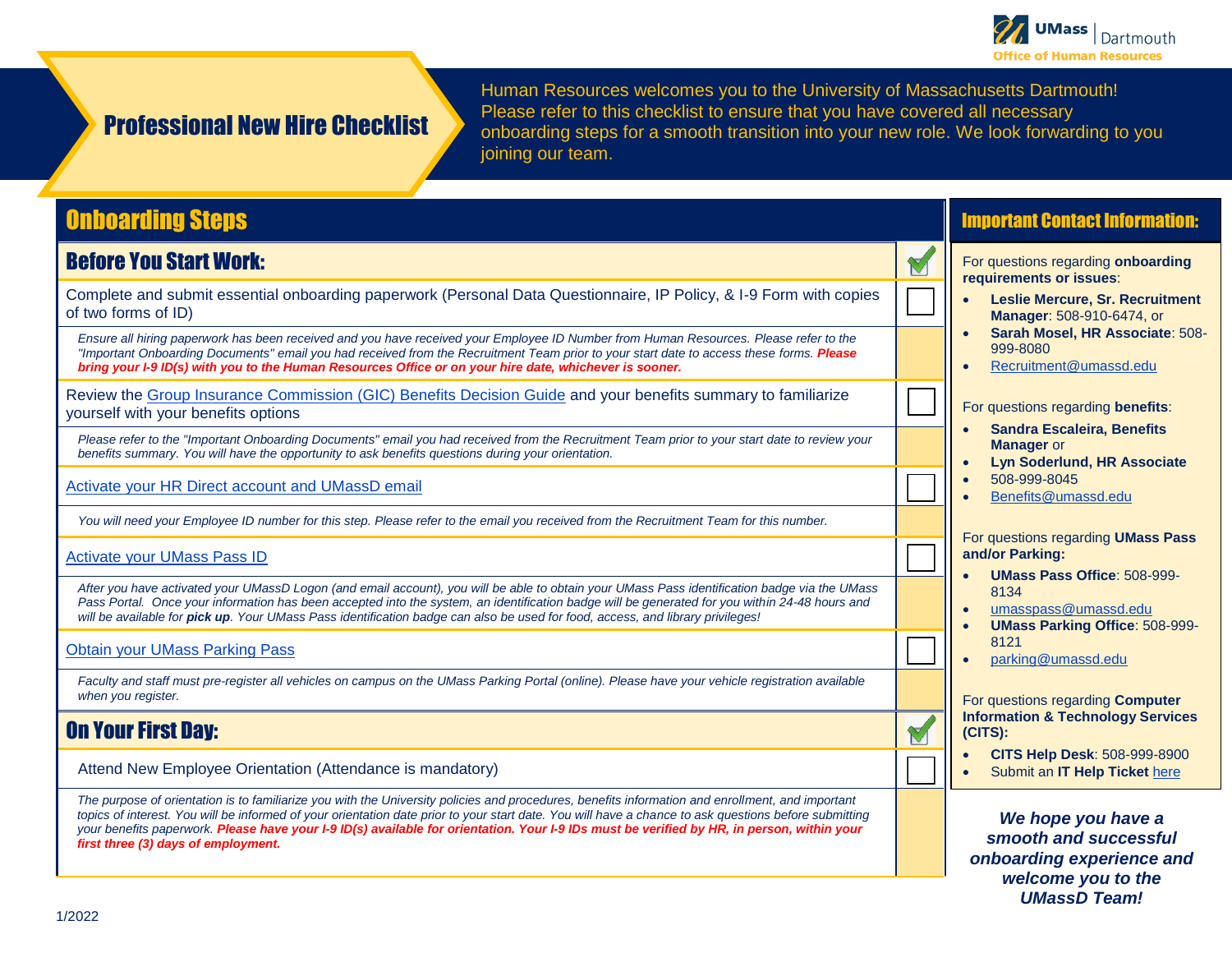UMass Dartmouth
Office of Human Resources

# Professional New Hire Checklist

Human Resources welcomes you to the University of Massachusetts Dartmouth! Please refer to this checklist to ensure that you have covered all necessary onboarding steps for a smooth transition into your new role. We look forwarding to you joining our team.

## Onboarding Steps

### Before You Start Work:

- [ ] Complete and submit essential onboarding paperwork (Personal Data Questionnaire, IP Policy, & I-9 Form with copies of two forms of ID)

  *Ensure all hiring paperwork has been received and you have received your Employee ID Number from Human Resources. Please refer to the "Important Onboarding Documents" email you had received from the Recruitment Team prior to your start date to access these forms.* ***Please bring your I-9 ID(s) with you to the Human Resources Office or on your hire date, whichever is sooner.***

- [ ] Review the Group Insurance Commission (GIC) Benefits Decision Guide and your benefits summary to familiarize yourself with your benefits options

  *Please refer to the "Important Onboarding Documents" email you had received from the Recruitment Team prior to your start date to review your benefits summary. You will have the opportunity to ask benefits questions during your orientation.*

- [ ] Activate your HR Direct account and UMassD email

  *You will need your Employee ID number for this step. Please refer to the email you received from the Recruitment Team for this number.*

- [ ] Activate your UMass Pass ID

  *After you have activated your UMassD Logon (and email account), you will be able to obtain your UMass Pass identification badge via the UMass Pass Portal. Once your information has been accepted into the system, an identification badge will be generated for you within 24-48 hours and will be available for* ***pick up****. Your UMass Pass identification badge can also be used for food, access, and library privileges!*

- [ ] Obtain your UMass Parking Pass

  *Faculty and staff must pre-register all vehicles on campus on the UMass Parking Portal (online). Please have your vehicle registration available when you register.*

### On Your First Day:

- [ ] Attend New Employee Orientation (Attendance is mandatory)

  *The purpose of orientation is to familiarize you with the University policies and procedures, benefits information and enrollment, and important topics of interest. You will be informed of your orientation date prior to your start date. You will have a chance to ask questions before submitting your benefits paperwork.* ***Please have your I-9 ID(s) available for orientation. Your I-9 IDs must be verified by HR, in person, within your first three (3) days of employment.***

## Important Contact Information:

For questions regarding **onboarding requirements or issues**:

- **Leslie Mercure, Sr. Recruitment Manager**: 508-910-6474, or
- **Sarah Mosel, HR Associate**: 508-999-8080
- Recruitment@umassd.edu

For questions regarding **benefits**:

- **Sandra Escaleira, Benefits Manager** or
- **Lyn Soderlund, HR Associate**
- 508-999-8045
- Benefits@umassd.edu

For questions regarding **UMass Pass and/or Parking:**

- **UMass Pass Office**: 508-999-8134
- umasspass@umassd.edu
- **UMass Parking Office**: 508-999-8121
- parking@umassd.edu

For questions regarding **Computer Information & Technology Services (CITS):**

- **CITS Help Desk**: 508-999-8900
- Submit an **IT Help Ticket** here

***We hope you have a smooth and successful onboarding experience and welcome you to the UMassD Team!***

1/2022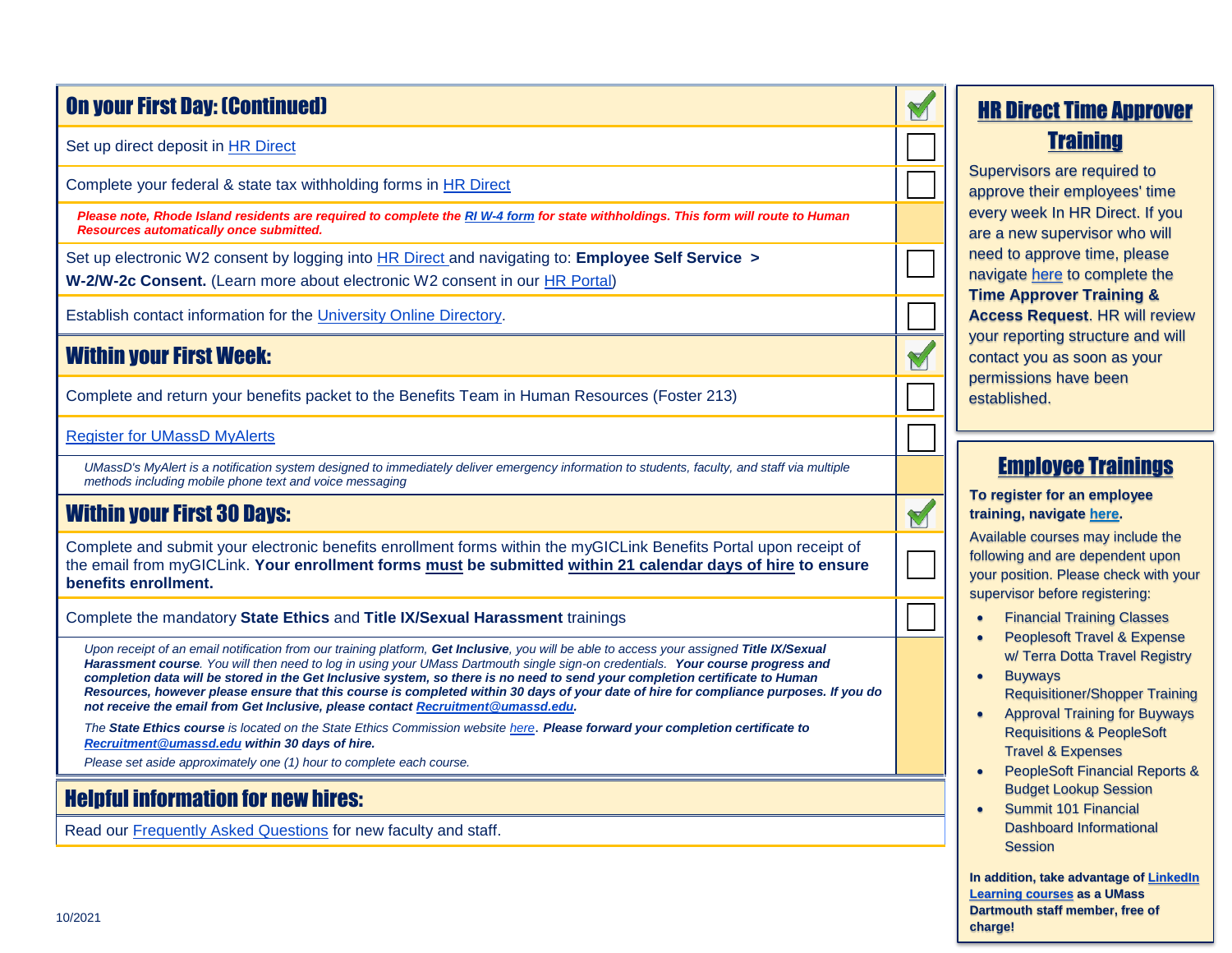| On your First Day: (Continued) | ✓ |
|---|---|
| Set up direct deposit in HR Direct | ☐ |
| Complete your federal & state tax withholding forms in HR Direct | ☐ |
| ***Please note, Rhode Island residents are required to complete the RI W-4 form for state withholdings. This form will route to Human Resources automatically once submitted.*** | |
| Set up electronic W2 consent by logging into HR Direct and navigating to: **Employee Self Service > W-2/W-2c Consent.** (Learn more about electronic W2 consent in our HR Portal) | ☐ |
| Establish contact information for the University Online Directory. | ☐ |
| **Within your First Week:** | ✓ |
| Complete and return your benefits packet to the Benefits Team in Human Resources (Foster 213) | ☐ |
| Register for UMassD MyAlerts | ☐ |
| *UMassD's MyAlert is a notification system designed to immediately deliver emergency information to students, faculty, and staff via multiple methods including mobile phone text and voice messaging* | |
| **Within your First 30 Days:** | ✓ |
| Complete and submit your electronic benefits enrollment forms within the myGICLink Benefits Portal upon receipt of the email from myGICLink. **Your enrollment forms must be submitted within 21 calendar days of hire to ensure benefits enrollment.** | ☐ |
| Complete the mandatory **State Ethics** and **Title IX/Sexual Harassment** trainings | ☐ |
| *Upon receipt of an email notification from our training platform, **Get Inclusive**, you will be able to access your assigned **Title IX/Sexual Harassment course**. You will then need to log in using your UMass Dartmouth single sign-on credentials.* ***Your course progress and completion data will be stored in the Get Inclusive system, so there is no need to send your completion certificate to Human Resources, however please ensure that this course is completed within 30 days of your date of hire for compliance purposes. If you do not receive the email from Get Inclusive, please contact Recruitment@umassd.edu.*** *The **State Ethics course** is located on the State Ethics Commission website here.* ***Please forward your completion certificate to Recruitment@umassd.edu within 30 days of hire.*** *Please set aside approximately one (1) hour to complete each course.* | |

## Helpful information for new hires:

Read our Frequently Asked Questions for new faculty and staff.

10/2021

## HR Direct Time Approver Training

Supervisors are required to approve their employees' time every week In HR Direct. If you are a new supervisor who will need to approve time, please navigate here to complete the **Time Approver Training & Access Request**. HR will review your reporting structure and will contact you as soon as your permissions have been established.

## Employee Trainings

**To register for an employee training, navigate here.**

Available courses may include the following and are dependent upon your position. Please check with your supervisor before registering:

- Financial Training Classes
- Peoplesoft Travel & Expense w/ Terra Dotta Travel Registry
- Buyways Requisitioner/Shopper Training
- Approval Training for Buyways Requisitions & PeopleSoft Travel & Expenses
- PeopleSoft Financial Reports & Budget Lookup Session
- Summit 101 Financial Dashboard Informational Session

**In addition, take advantage of LinkedIn Learning courses as a UMass Dartmouth staff member, free of charge!**